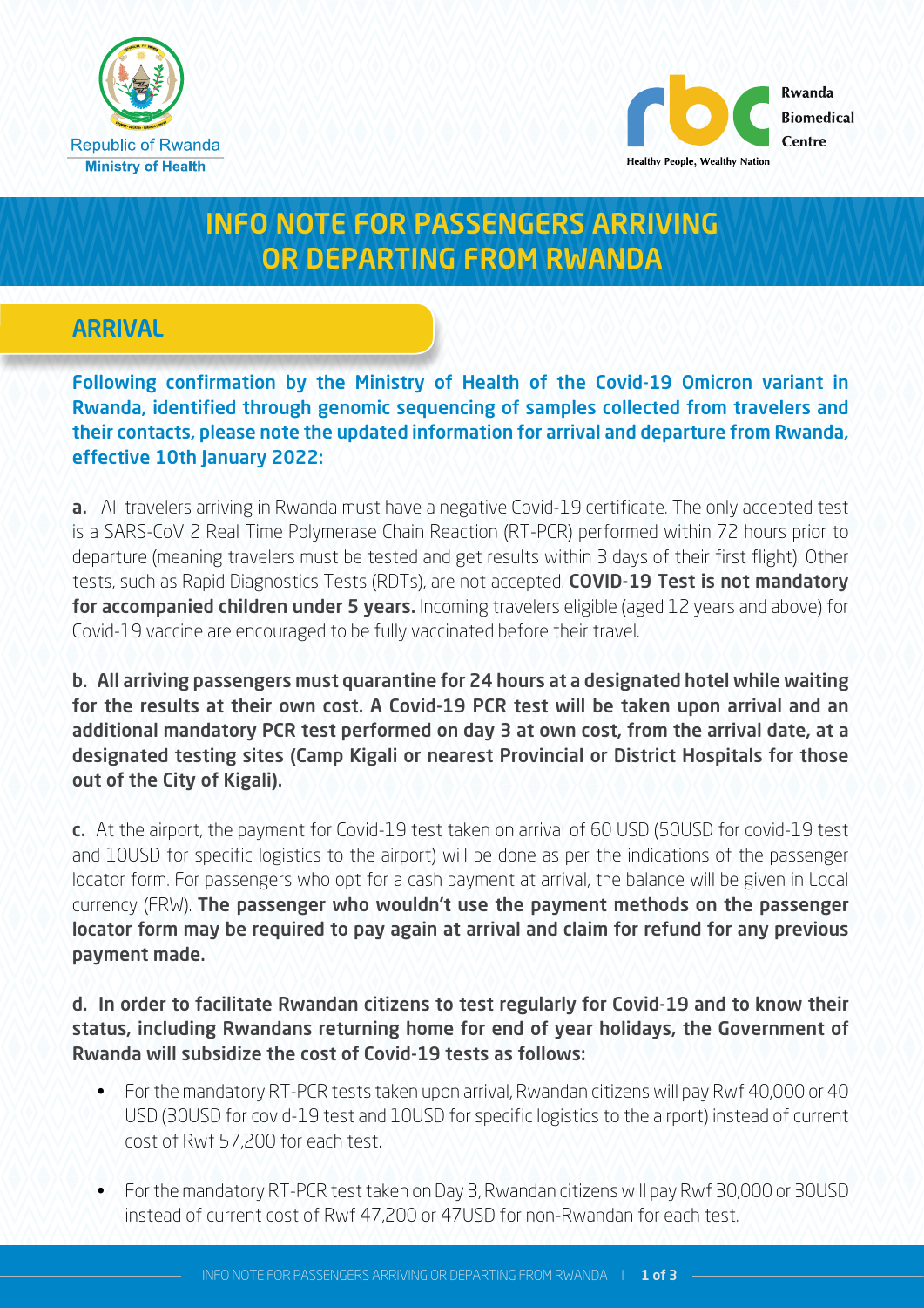Republic of Rwanda
Ministry of Health

Rwanda Biomedical Centre
Healthy People, Wealthy Nation

# INFO NOTE FOR PASSENGERS ARRIVING OR DEPARTING FROM RWANDA

## ARRIVAL

**Following confirmation by the Ministry of Health of the Covid-19 Omicron variant in Rwanda, identified through genomic sequencing of samples collected from travelers and their contacts, please note the updated information for arrival and departure from Rwanda, effective 10th January 2022:**

**a.** All travelers arriving in Rwanda must have a negative Covid-19 certificate. The only accepted test is a SARS-CoV 2 Real Time Polymerase Chain Reaction (RT-PCR) performed within 72 hours prior to departure (meaning travelers must be tested and get results within 3 days of their first flight). Other tests, such as Rapid Diagnostics Tests (RDTs), are not accepted. **COVID-19 Test is not mandatory for accompanied children under 5 years.** Incoming travelers eligible (aged 12 years and above) for Covid-19 vaccine are encouraged to be fully vaccinated before their travel.

**b. All arriving passengers must quarantine for 24 hours at a designated hotel while waiting for the results at their own cost. A Covid-19 PCR test will be taken upon arrival and an additional mandatory PCR test performed on day 3 at own cost, from the arrival date, at a designated testing sites (Camp Kigali or nearest Provincial or District Hospitals for those out of the City of Kigali).**

**c.** At the airport, the payment for Covid-19 test taken on arrival of 60 USD (50USD for covid-19 test and 10USD for specific logistics to the airport) will be done as per the indications of the passenger locator form. For passengers who opt for a cash payment at arrival, the balance will be given in Local currency (FRW). **The passenger who wouldn't use the payment methods on the passenger locator form may be required to pay again at arrival and claim for refund for any previous payment made.**

**d. In order to facilitate Rwandan citizens to test regularly for Covid-19 and to know their status, including Rwandans returning home for end of year holidays, the Government of Rwanda will subsidize the cost of Covid-19 tests as follows:**

- For the mandatory RT-PCR tests taken upon arrival, Rwandan citizens will pay Rwf 40,000 or 40 USD (30USD for covid-19 test and 10USD for specific logistics to the airport) instead of current cost of Rwf 57,200 for each test.
- For the mandatory RT-PCR test taken on Day 3, Rwandan citizens will pay Rwf 30,000 or 30USD instead of current cost of Rwf 47,200 or 47USD for non-Rwandan for each test.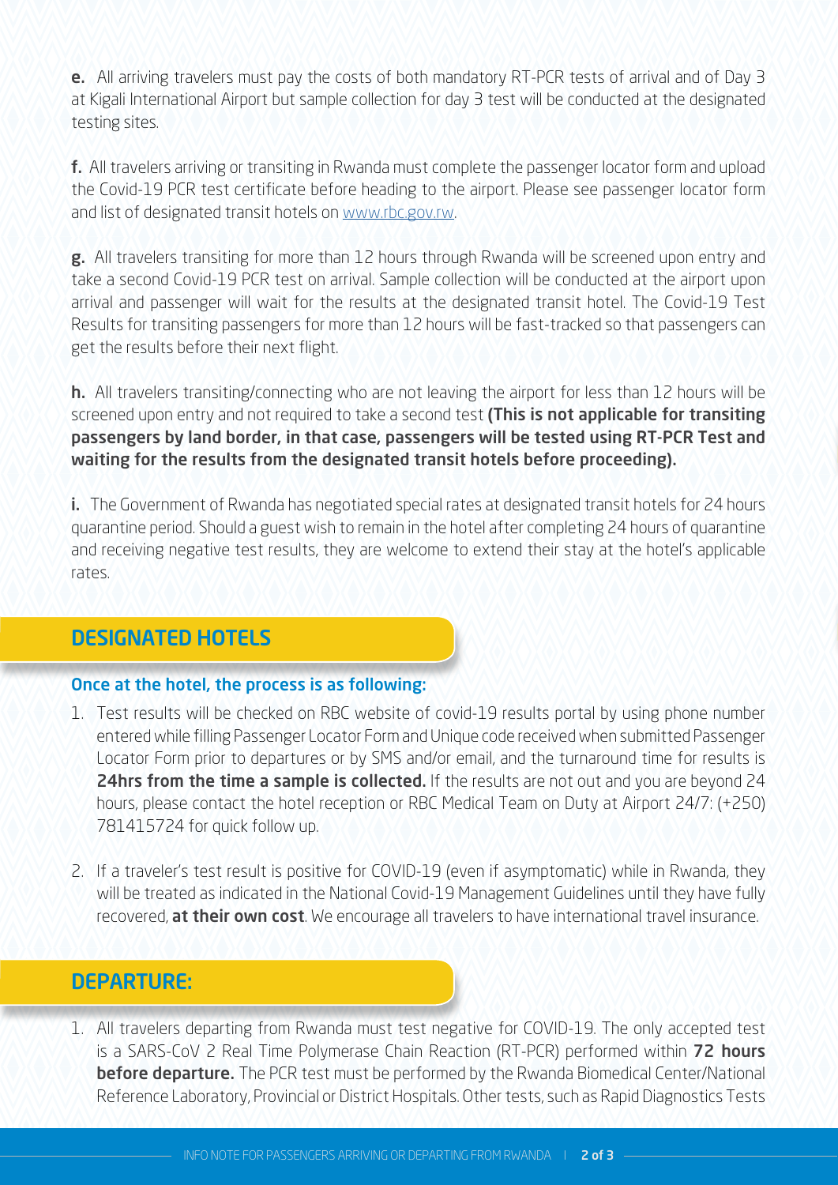**e.** All arriving travelers must pay the costs of both mandatory RT-PCR tests of arrival and of Day 3 at Kigali International Airport but sample collection for day 3 test will be conducted at the designated testing sites.

**f.** All travelers arriving or transiting in Rwanda must complete the passenger locator form and upload the Covid-19 PCR test certificate before heading to the airport. Please see passenger locator form and list of designated transit hotels on [www.rbc.gov.rw](http://www.rbc.gov.rw).

**g.** All travelers transiting for more than 12 hours through Rwanda will be screened upon entry and take a second Covid-19 PCR test on arrival. Sample collection will be conducted at the airport upon arrival and passenger will wait for the results at the designated transit hotel. The Covid-19 Test Results for transiting passengers for more than 12 hours will be fast-tracked so that passengers can get the results before their next flight.

**h.** All travelers transiting/connecting who are not leaving the airport for less than 12 hours will be screened upon entry and not required to take a second test **(This is not applicable for transiting passengers by land border, in that case, passengers will be tested using RT-PCR Test and waiting for the results from the designated transit hotels before proceeding).**

**i.** The Government of Rwanda has negotiated special rates at designated transit hotels for 24 hours quarantine period. Should a guest wish to remain in the hotel after completing 24 hours of quarantine and receiving negative test results, they are welcome to extend their stay at the hotel's applicable rates.

## DESIGNATED HOTELS

### Once at the hotel, the process is as following:

1. Test results will be checked on RBC website of covid-19 results portal by using phone number entered while filling Passenger Locator Form and Unique code received when submitted Passenger Locator Form prior to departures or by SMS and/or email, and the turnaround time for results is **24hrs from the time a sample is collected.** If the results are not out and you are beyond 24 hours, please contact the hotel reception or RBC Medical Team on Duty at Airport 24/7: (+250) 781415724 for quick follow up.

2. If a traveler's test result is positive for COVID-19 (even if asymptomatic) while in Rwanda, they will be treated as indicated in the National Covid-19 Management Guidelines until they have fully recovered, **at their own cost**. We encourage all travelers to have international travel insurance.

## DEPARTURE:

1. All travelers departing from Rwanda must test negative for COVID-19. The only accepted test is a SARS-CoV 2 Real Time Polymerase Chain Reaction (RT-PCR) performed within **72 hours before departure.** The PCR test must be performed by the Rwanda Biomedical Center/National Reference Laboratory, Provincial or District Hospitals. Other tests, such as Rapid Diagnostics Tests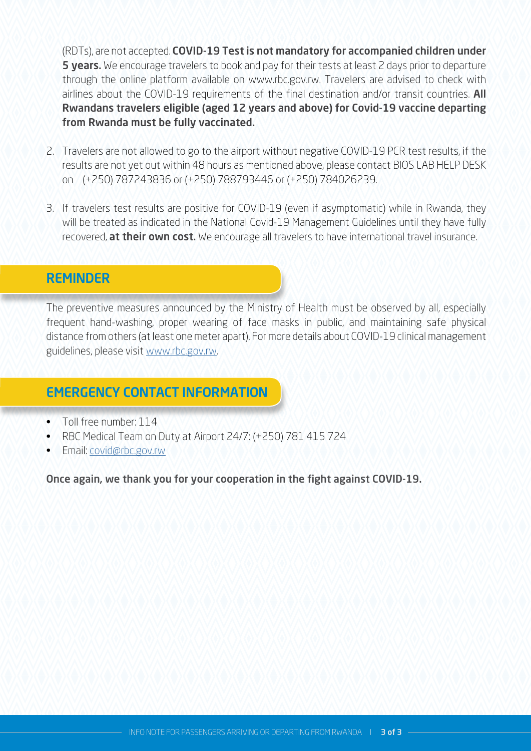(RDTs), are not accepted. **COVID-19 Test is not mandatory for accompanied children under 5 years.** We encourage travelers to book and pay for their tests at least 2 days prior to departure through the online platform available on www.rbc.gov.rw. Travelers are advised to check with airlines about the COVID-19 requirements of the final destination and/or transit countries. **All Rwandans travelers eligible (aged 12 years and above) for Covid-19 vaccine departing from Rwanda must be fully vaccinated.**

2. Travelers are not allowed to go to the airport without negative COVID-19 PCR test results, if the results are not yet out within 48 hours as mentioned above, please contact BIOS LAB HELP DESK on (+250) 787243836 or (+250) 788793446 or (+250) 784026239.

3. If travelers test results are positive for COVID-19 (even if asymptomatic) while in Rwanda, they will be treated as indicated in the National Covid-19 Management Guidelines until they have fully recovered, **at their own cost.** We encourage all travelers to have international travel insurance.

## REMINDER

The preventive measures announced by the Ministry of Health must be observed by all, especially frequent hand-washing, proper wearing of face masks in public, and maintaining safe physical distance from others (at least one meter apart). For more details about COVID-19 clinical management guidelines, please visit www.rbc.gov.rw.

## EMERGENCY CONTACT INFORMATION

- Toll free number: 114
- RBC Medical Team on Duty at Airport 24/7: (+250) 781 415 724
- Email: covid@rbc.gov.rw

**Once again, we thank you for your cooperation in the fight against COVID-19.**